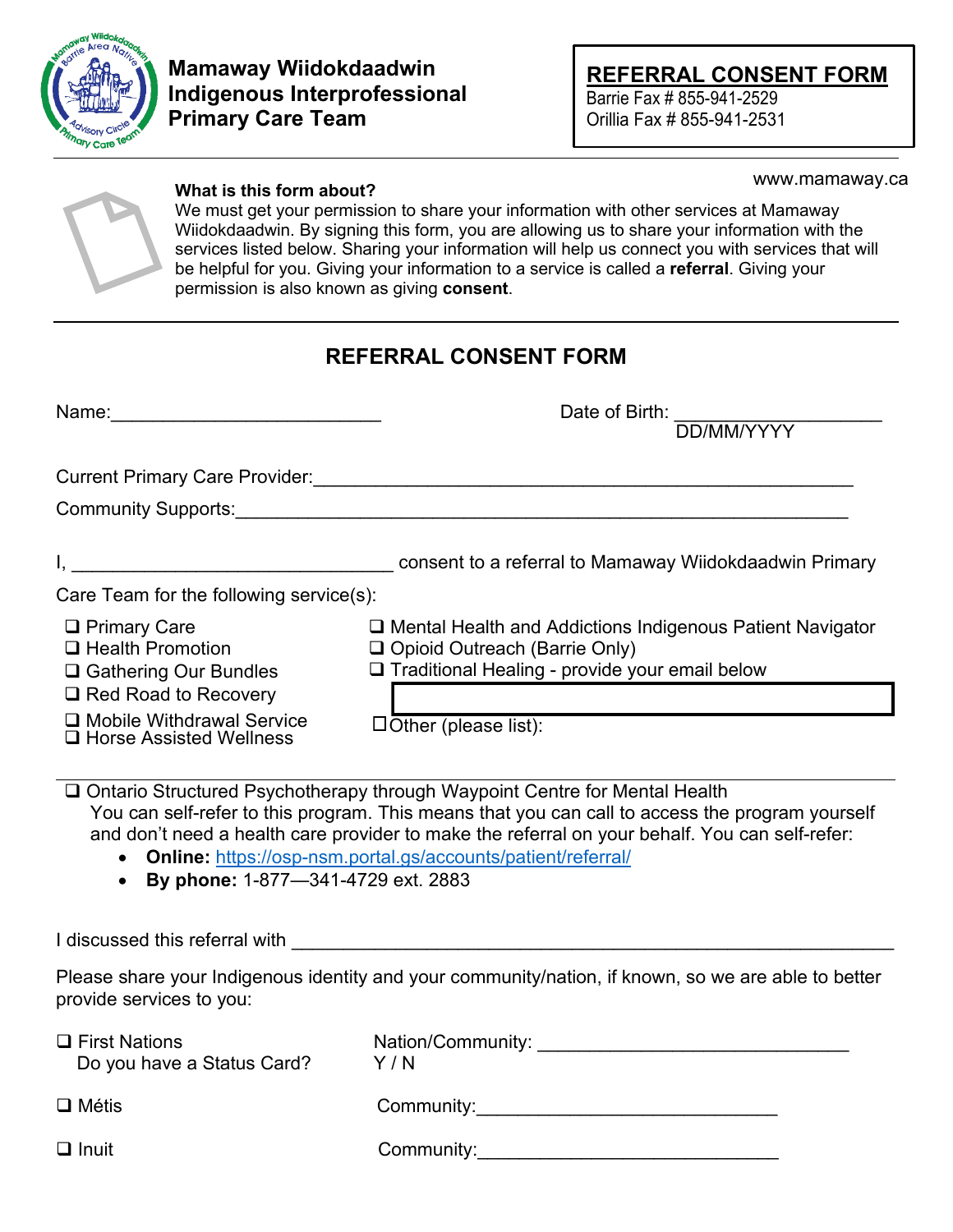**Mamaway Wiidokdaadwin Indigenous Interprofessional Primary Care Team**

## REFERRAL CONSENT FORM

Barrie Fax # 855-941-2529
Orillia Fax # 855-941-2531

www.mamaway.ca

**What is this form about?**
We must get your permission to share your information with other services at Mamaway Wiidokdaadwin. By signing this form, you are allowing us to share your information with the services listed below. Sharing your information will help us connect you with services that will be helpful for you. Giving your information to a service is called a **referral**. Giving your permission is also known as giving **consent**.

---

## REFERRAL CONSENT FORM

Name:___________________________ Date of Birth: ____________________
DD/MM/YYYY

Current Primary Care Provider:_____________________________________________________

Community Supports:_________________________________________________________

I, ________________________________ consent to a referral to Mamaway Wiidokdaadwin Primary Care Team for the following service(s):

- ❑ Primary Care
- ❑ Health Promotion
- ❑ Gathering Our Bundles
- ❑ Red Road to Recovery
- ❑ Mobile Withdrawal Service
- ❑ Horse Assisted Wellness
- ❑ Mental Health and Addictions Indigenous Patient Navigator
- ❑ Opioid Outreach (Barrie Only)
- ❑ Traditional Healing - provide your email below
- ❑ Other (please list):

---

❑ Ontario Structured Psychotherapy through Waypoint Centre for Mental Health
You can self-refer to this program. This means that you can call to access the program yourself and don't need a health care provider to make the referral on your behalf. You can self-refer:

- **Online:** https://osp-nsm.portal.gs/accounts/patient/referral/
- **By phone:** 1-877—341-4729 ext. 2883

I discussed this referral with ____________________________________________________________

Please share your Indigenous identity and your community/nation, if known, so we are able to better provide services to you:

❑ First Nations — Nation/Community: ______________________________
Do you have a Status Card? Y / N

❑ Métis — Community:______________________________

❑ Inuit — Community:______________________________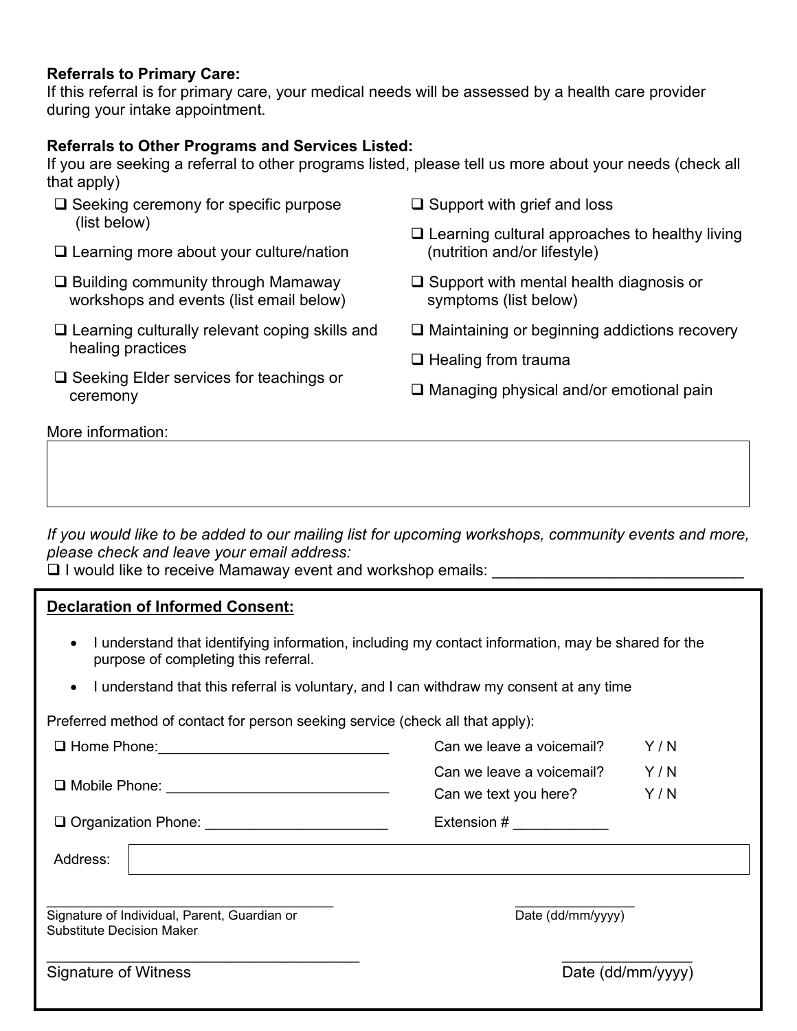**Referrals to Primary Care:**
If this referral is for primary care, your medical needs will be assessed by a health care provider during your intake appointment.

**Referrals to Other Programs and Services Listed:**
If you are seeking a referral to other programs listed, please tell us more about your needs (check all that apply)

- ❑ Seeking ceremony for specific purpose (list below)
- ❑ Learning more about your culture/nation
- ❑ Building community through Mamaway workshops and events (list email below)
- ❑ Learning culturally relevant coping skills and healing practices
- ❑ Seeking Elder services for teachings or ceremony
- ❑ Support with grief and loss
- ❑ Learning cultural approaches to healthy living (nutrition and/or lifestyle)
- ❑ Support with mental health diagnosis or symptoms (list below)
- ❑ Maintaining or beginning addictions recovery
- ❑ Healing from trauma
- ❑ Managing physical and/or emotional pain

More information:

| |
|---|
| |

*If you would like to be added to our mailing list for upcoming workshops, community events and more, please check and leave your email address:*
❑ I would like to receive Mamaway event and workshop emails: ____________________________

**Declaration of Informed Consent:**

- I understand that identifying information, including my contact information, may be shared for the purpose of completing this referral.
- I understand that this referral is voluntary, and I can withdraw my consent at any time

Preferred method of contact for person seeking service (check all that apply):

| | | |
|---|---|---|
| ❑ Home Phone:____________________________ | Can we leave a voicemail? | Y / N |
| ❑ Mobile Phone: ___________________________ | Can we leave a voicemail? | Y / N |
| | Can we text you here? | Y / N |
| ❑ Organization Phone: ______________________ | Extension # ____________ | |

Address: ____________________________________________

_____________________________________
Signature of Individual, Parent, Guardian or Substitute Decision Maker

_______________
Date (dd/mm/yyyy)

_____________________________________
Signature of Witness

_______________
Date (dd/mm/yyyy)